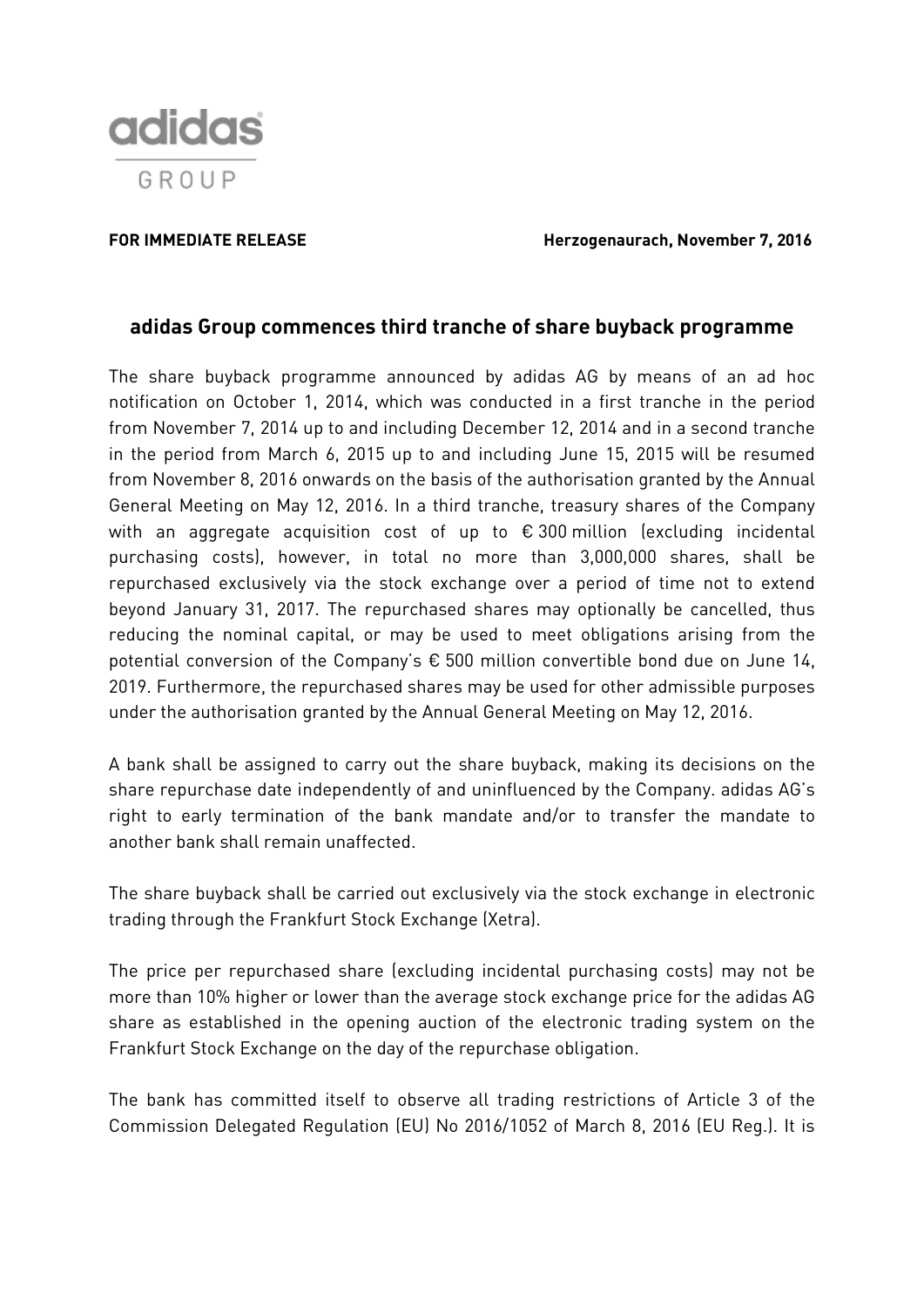adidas GROUP

**FOR IMMEDIATE RELEASE** **Herzogenaurach, November 7, 2016**

## adidas Group commences third tranche of share buyback programme

The share buyback programme announced by adidas AG by means of an ad hoc notification on October 1, 2014, which was conducted in a first tranche in the period from November 7, 2014 up to and including December 12, 2014 and in a second tranche in the period from March 6, 2015 up to and including June 15, 2015 will be resumed from November 8, 2016 onwards on the basis of the authorisation granted by the Annual General Meeting on May 12, 2016. In a third tranche, treasury shares of the Company with an aggregate acquisition cost of up to € 300 million (excluding incidental purchasing costs), however, in total no more than 3,000,000 shares, shall be repurchased exclusively via the stock exchange over a period of time not to extend beyond January 31, 2017. The repurchased shares may optionally be cancelled, thus reducing the nominal capital, or may be used to meet obligations arising from the potential conversion of the Company's € 500 million convertible bond due on June 14, 2019. Furthermore, the repurchased shares may be used for other admissible purposes under the authorisation granted by the Annual General Meeting on May 12, 2016.

A bank shall be assigned to carry out the share buyback, making its decisions on the share repurchase date independently of and uninfluenced by the Company. adidas AG's right to early termination of the bank mandate and/or to transfer the mandate to another bank shall remain unaffected.

The share buyback shall be carried out exclusively via the stock exchange in electronic trading through the Frankfurt Stock Exchange (Xetra).

The price per repurchased share (excluding incidental purchasing costs) may not be more than 10% higher or lower than the average stock exchange price for the adidas AG share as established in the opening auction of the electronic trading system on the Frankfurt Stock Exchange on the day of the repurchase obligation.

The bank has committed itself to observe all trading restrictions of Article 3 of the Commission Delegated Regulation (EU) No 2016/1052 of March 8, 2016 (EU Reg.). It is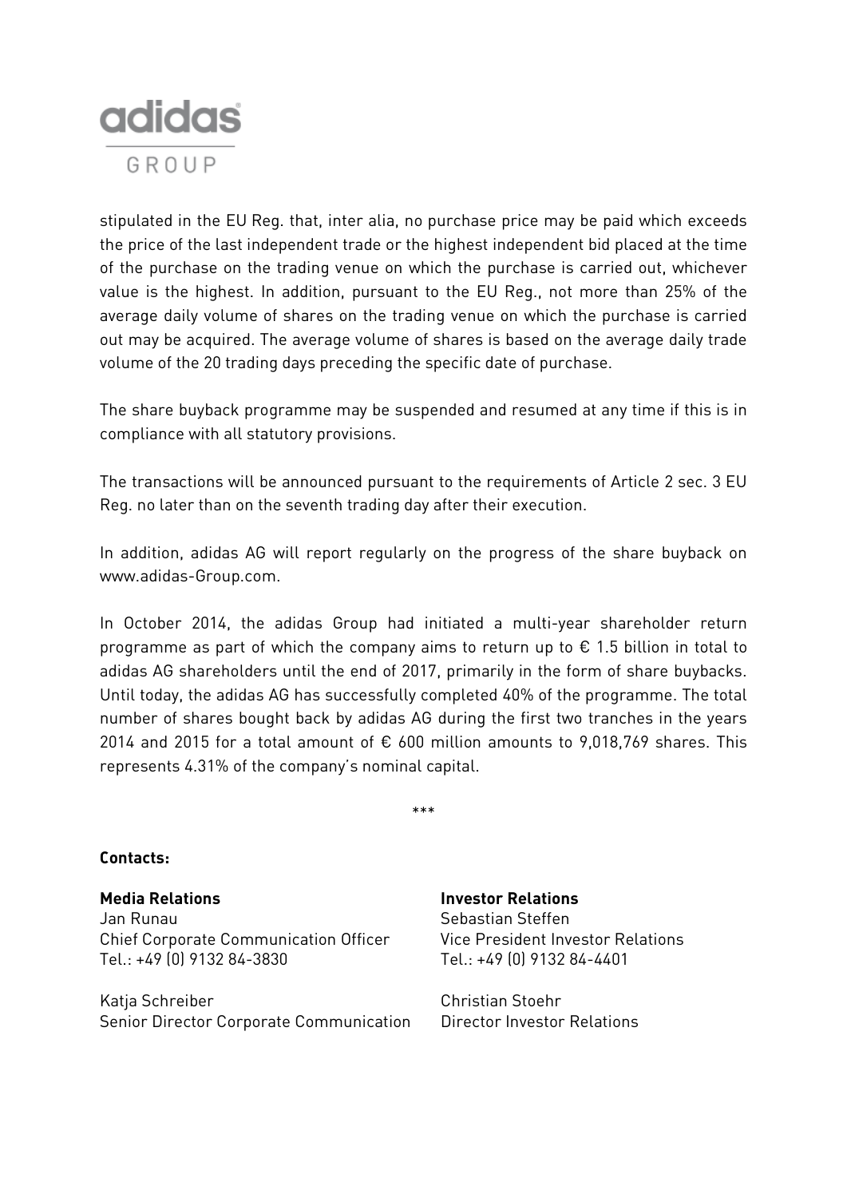stipulated in the EU Reg. that, inter alia, no purchase price may be paid which exceeds the price of the last independent trade or the highest independent bid placed at the time of the purchase on the trading venue on which the purchase is carried out, whichever value is the highest. In addition, pursuant to the EU Reg., not more than 25% of the average daily volume of shares on the trading venue on which the purchase is carried out may be acquired. The average volume of shares is based on the average daily trade volume of the 20 trading days preceding the specific date of purchase.

The share buyback programme may be suspended and resumed at any time if this is in compliance with all statutory provisions.

The transactions will be announced pursuant to the requirements of Article 2 sec. 3 EU Reg. no later than on the seventh trading day after their execution.

In addition, adidas AG will report regularly on the progress of the share buyback on www.adidas-Group.com.

In October 2014, the adidas Group had initiated a multi-year shareholder return programme as part of which the company aims to return up to € 1.5 billion in total to adidas AG shareholders until the end of 2017, primarily in the form of share buybacks. Until today, the adidas AG has successfully completed 40% of the programme. The total number of shares bought back by adidas AG during the first two tranches in the years 2014 and 2015 for a total amount of € 600 million amounts to 9,018,769 shares. This represents 4.31% of the company's nominal capital.

***

**Contacts:**

**Media Relations**
Jan Runau
Chief Corporate Communication Officer
Tel.: +49 (0) 9132 84-3830

Katja Schreiber
Senior Director Corporate Communication

**Investor Relations**
Sebastian Steffen
Vice President Investor Relations
Tel.: +49 (0) 9132 84-4401

Christian Stoehr
Director Investor Relations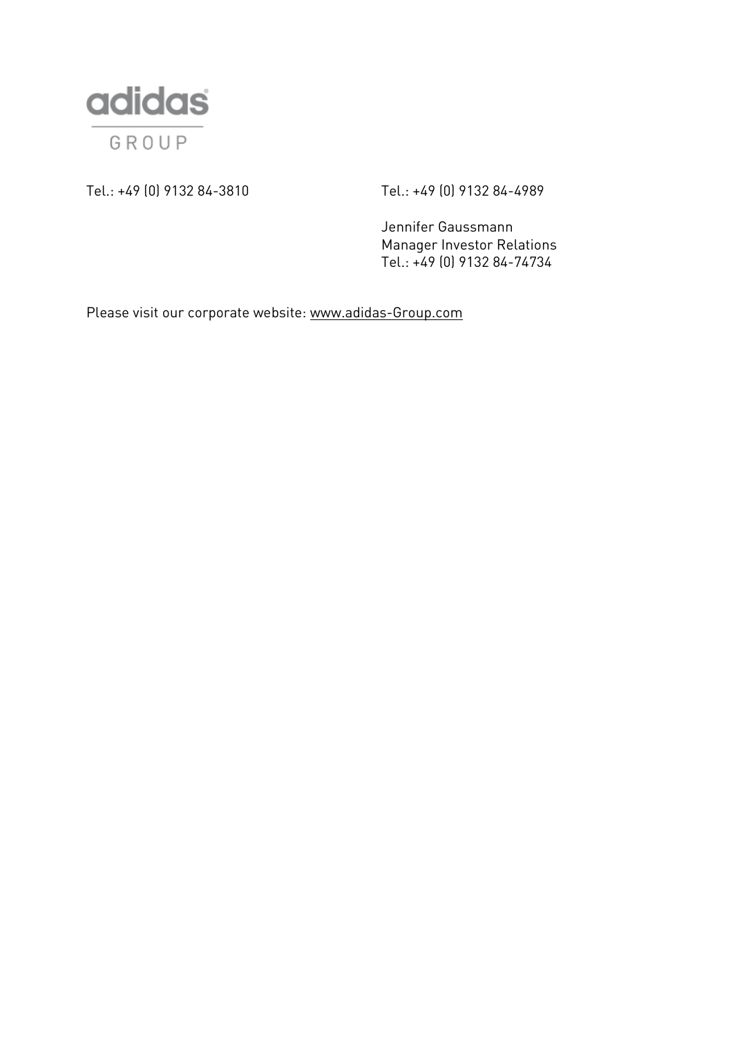adidas GROUP

Tel.: +49 (0) 9132 84-3810

Tel.: +49 (0) 9132 84-4989

Jennifer Gaussmann
Manager Investor Relations
Tel.: +49 (0) 9132 84-74734

Please visit our corporate website: www.adidas-Group.com